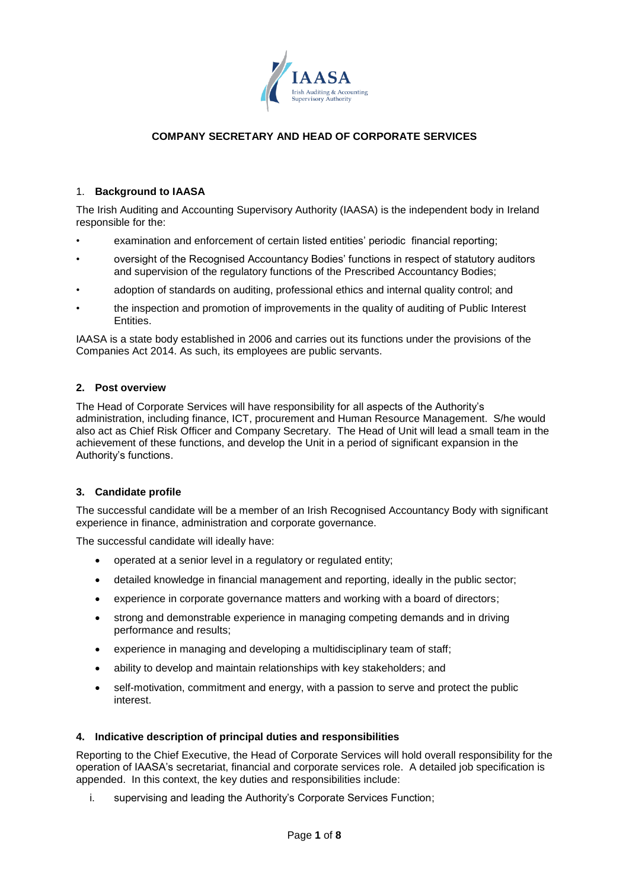IAASA
Irish Auditing & Accounting Supervisory Authority

# COMPANY SECRETARY AND HEAD OF CORPORATE SERVICES

## 1. Background to IAASA

The Irish Auditing and Accounting Supervisory Authority (IAASA) is the independent body in Ireland responsible for the:

- examination and enforcement of certain listed entities' periodic financial reporting;
- oversight of the Recognised Accountancy Bodies' functions in respect of statutory auditors and supervision of the regulatory functions of the Prescribed Accountancy Bodies;
- adoption of standards on auditing, professional ethics and internal quality control; and
- the inspection and promotion of improvements in the quality of auditing of Public Interest Entities.

IAASA is a state body established in 2006 and carries out its functions under the provisions of the Companies Act 2014. As such, its employees are public servants.

## 2. Post overview

The Head of Corporate Services will have responsibility for all aspects of the Authority's administration, including finance, ICT, procurement and Human Resource Management. S/he would also act as Chief Risk Officer and Company Secretary. The Head of Unit will lead a small team in the achievement of these functions, and develop the Unit in a period of significant expansion in the Authority's functions.

## 3. Candidate profile

The successful candidate will be a member of an Irish Recognised Accountancy Body with significant experience in finance, administration and corporate governance.

The successful candidate will ideally have:

- operated at a senior level in a regulatory or regulated entity;
- detailed knowledge in financial management and reporting, ideally in the public sector;
- experience in corporate governance matters and working with a board of directors;
- strong and demonstrable experience in managing competing demands and in driving performance and results;
- experience in managing and developing a multidisciplinary team of staff;
- ability to develop and maintain relationships with key stakeholders; and
- self-motivation, commitment and energy, with a passion to serve and protect the public interest.

## 4. Indicative description of principal duties and responsibilities

Reporting to the Chief Executive, the Head of Corporate Services will hold overall responsibility for the operation of IAASA's secretariat, financial and corporate services role. A detailed job specification is appended. In this context, the key duties and responsibilities include:

i. supervising and leading the Authority's Corporate Services Function;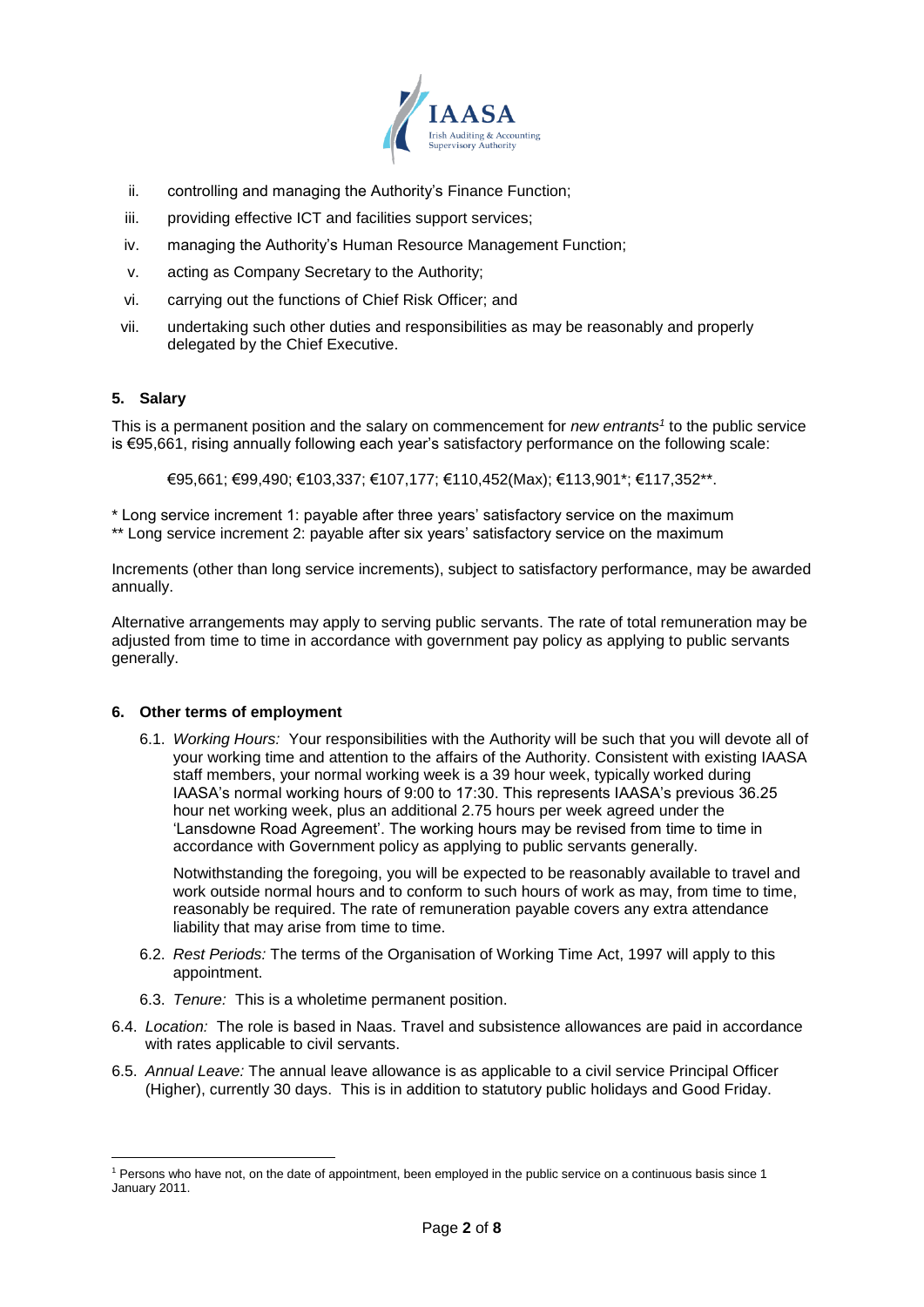ii. controlling and managing the Authority's Finance Function;
iii. providing effective ICT and facilities support services;
iv. managing the Authority's Human Resource Management Function;
v. acting as Company Secretary to the Authority;
vi. carrying out the functions of Chief Risk Officer; and
vii. undertaking such other duties and responsibilities as may be reasonably and properly delegated by the Chief Executive.

### 5. Salary

This is a permanent position and the salary on commencement for *new entrants*[1] to the public service is €95,661, rising annually following each year's satisfactory performance on the following scale:

€95,661; €99,490; €103,337; €107,177; €110,452(Max); €113,901*; €117,352**.

\* Long service increment 1: payable after three years' satisfactory service on the maximum
** Long service increment 2: payable after six years' satisfactory service on the maximum

Increments (other than long service increments), subject to satisfactory performance, may be awarded annually.

Alternative arrangements may apply to serving public servants. The rate of total remuneration may be adjusted from time to time in accordance with government pay policy as applying to public servants generally.

### 6. Other terms of employment

6.1. *Working Hours:* Your responsibilities with the Authority will be such that you will devote all of your working time and attention to the affairs of the Authority. Consistent with existing IAASA staff members, your normal working week is a 39 hour week, typically worked during IAASA's normal working hours of 9:00 to 17:30. This represents IAASA's previous 36.25 hour net working week, plus an additional 2.75 hours per week agreed under the 'Lansdowne Road Agreement'. The working hours may be revised from time to time in accordance with Government policy as applying to public servants generally.

Notwithstanding the foregoing, you will be expected to be reasonably available to travel and work outside normal hours and to conform to such hours of work as may, from time to time, reasonably be required. The rate of remuneration payable covers any extra attendance liability that may arise from time to time.

6.2. *Rest Periods:* The terms of the Organisation of Working Time Act, 1997 will apply to this appointment.

6.3. *Tenure:* This is a wholetime permanent position.

6.4. *Location:* The role is based in Naas. Travel and subsistence allowances are paid in accordance with rates applicable to civil servants.

6.5. *Annual Leave:* The annual leave allowance is as applicable to a civil service Principal Officer (Higher), currently 30 days. This is in addition to statutory public holidays and Good Friday.

---

[1] Persons who have not, on the date of appointment, been employed in the public service on a continuous basis since 1 January 2011.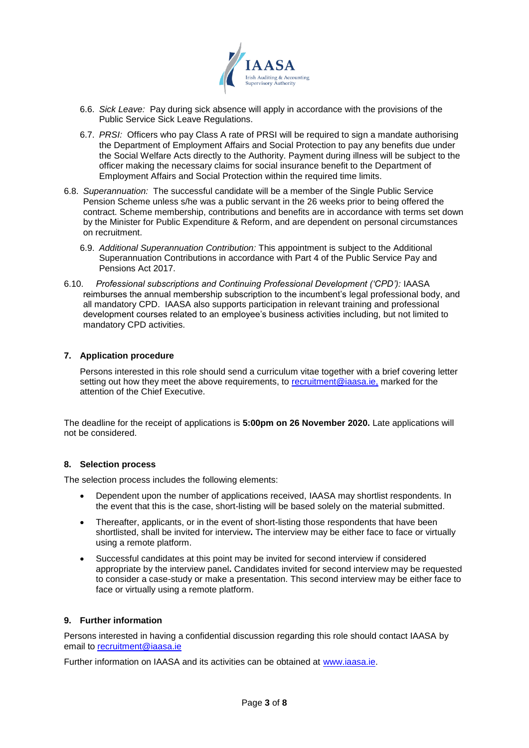6.6. *Sick Leave:* Pay during sick absence will apply in accordance with the provisions of the Public Service Sick Leave Regulations.

6.7. *PRSI:* Officers who pay Class A rate of PRSI will be required to sign a mandate authorising the Department of Employment Affairs and Social Protection to pay any benefits due under the Social Welfare Acts directly to the Authority. Payment during illness will be subject to the officer making the necessary claims for social insurance benefit to the Department of Employment Affairs and Social Protection within the required time limits.

6.8. *Superannuation:* The successful candidate will be a member of the Single Public Service Pension Scheme unless s/he was a public servant in the 26 weeks prior to being offered the contract. Scheme membership, contributions and benefits are in accordance with terms set down by the Minister for Public Expenditure & Reform, and are dependent on personal circumstances on recruitment.

6.9. *Additional Superannuation Contribution:* This appointment is subject to the Additional Superannuation Contributions in accordance with Part 4 of the Public Service Pay and Pensions Act 2017.

6.10. *Professional subscriptions and Continuing Professional Development ('CPD'):* IAASA reimburses the annual membership subscription to the incumbent's legal professional body, and all mandatory CPD. IAASA also supports participation in relevant training and professional development courses related to an employee's business activities including, but not limited to mandatory CPD activities.

## 7. Application procedure

Persons interested in this role should send a curriculum vitae together with a brief covering letter setting out how they meet the above requirements, to recruitment@iaasa.ie, marked for the attention of the Chief Executive.

The deadline for the receipt of applications is **5:00pm on 26 November 2020.** Late applications will not be considered.

## 8. Selection process

The selection process includes the following elements:

- Dependent upon the number of applications received, IAASA may shortlist respondents. In the event that this is the case, short-listing will be based solely on the material submitted.
- Thereafter, applicants, or in the event of short-listing those respondents that have been shortlisted, shall be invited for interview**.** The interview may be either face to face or virtually using a remote platform.
- Successful candidates at this point may be invited for second interview if considered appropriate by the interview panel**.** Candidates invited for second interview may be requested to consider a case-study or make a presentation. This second interview may be either face to face or virtually using a remote platform.

## 9. Further information

Persons interested in having a confidential discussion regarding this role should contact IAASA by email to recruitment@iaasa.ie

Further information on IAASA and its activities can be obtained at www.iaasa.ie.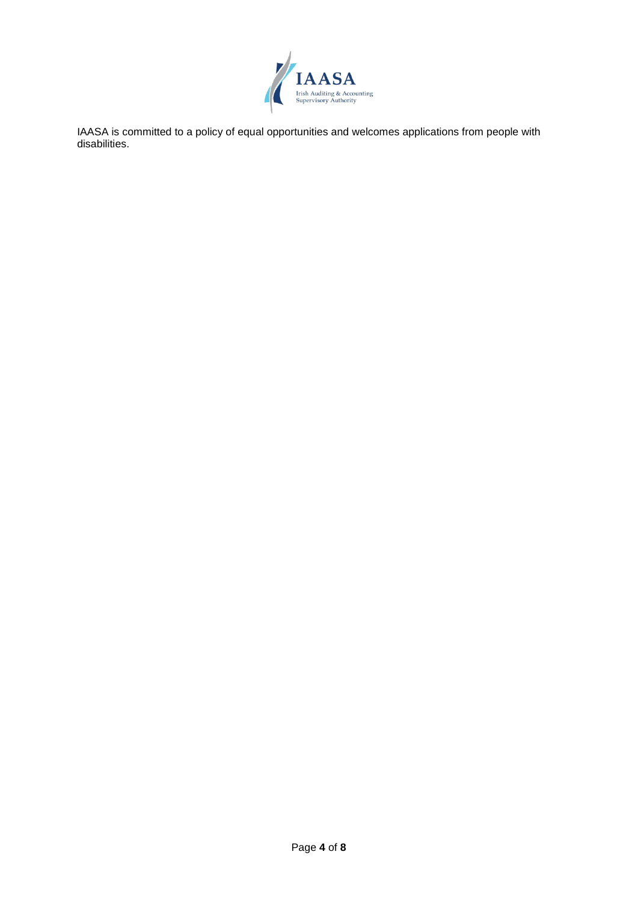IAASA is committed to a policy of equal opportunities and welcomes applications from people with disabilities.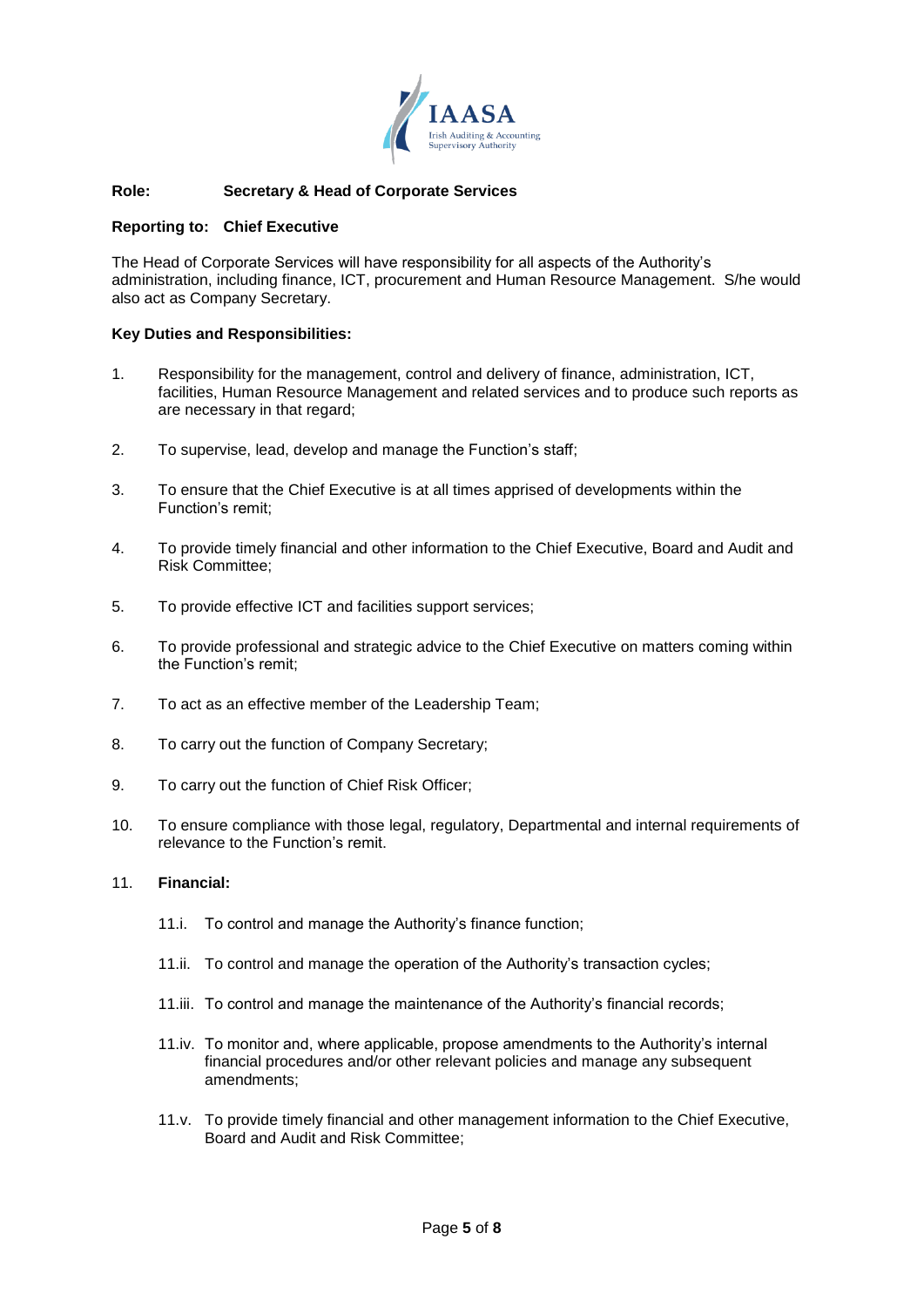**Role:** **Secretary & Head of Corporate Services**

**Reporting to:** **Chief Executive**

The Head of Corporate Services will have responsibility for all aspects of the Authority's administration, including finance, ICT, procurement and Human Resource Management. S/he would also act as Company Secretary.

**Key Duties and Responsibilities:**

1. Responsibility for the management, control and delivery of finance, administration, ICT, facilities, Human Resource Management and related services and to produce such reports as are necessary in that regard;

2. To supervise, lead, develop and manage the Function's staff;

3. To ensure that the Chief Executive is at all times apprised of developments within the Function's remit;

4. To provide timely financial and other information to the Chief Executive, Board and Audit and Risk Committee;

5. To provide effective ICT and facilities support services;

6. To provide professional and strategic advice to the Chief Executive on matters coming within the Function's remit;

7. To act as an effective member of the Leadership Team;

8. To carry out the function of Company Secretary;

9. To carry out the function of Chief Risk Officer;

10. To ensure compliance with those legal, regulatory, Departmental and internal requirements of relevance to the Function's remit.

11. **Financial:**

    11.i. To control and manage the Authority's finance function;

    11.ii. To control and manage the operation of the Authority's transaction cycles;

    11.iii. To control and manage the maintenance of the Authority's financial records;

    11.iv. To monitor and, where applicable, propose amendments to the Authority's internal financial procedures and/or other relevant policies and manage any subsequent amendments;

    11.v. To provide timely financial and other management information to the Chief Executive, Board and Audit and Risk Committee;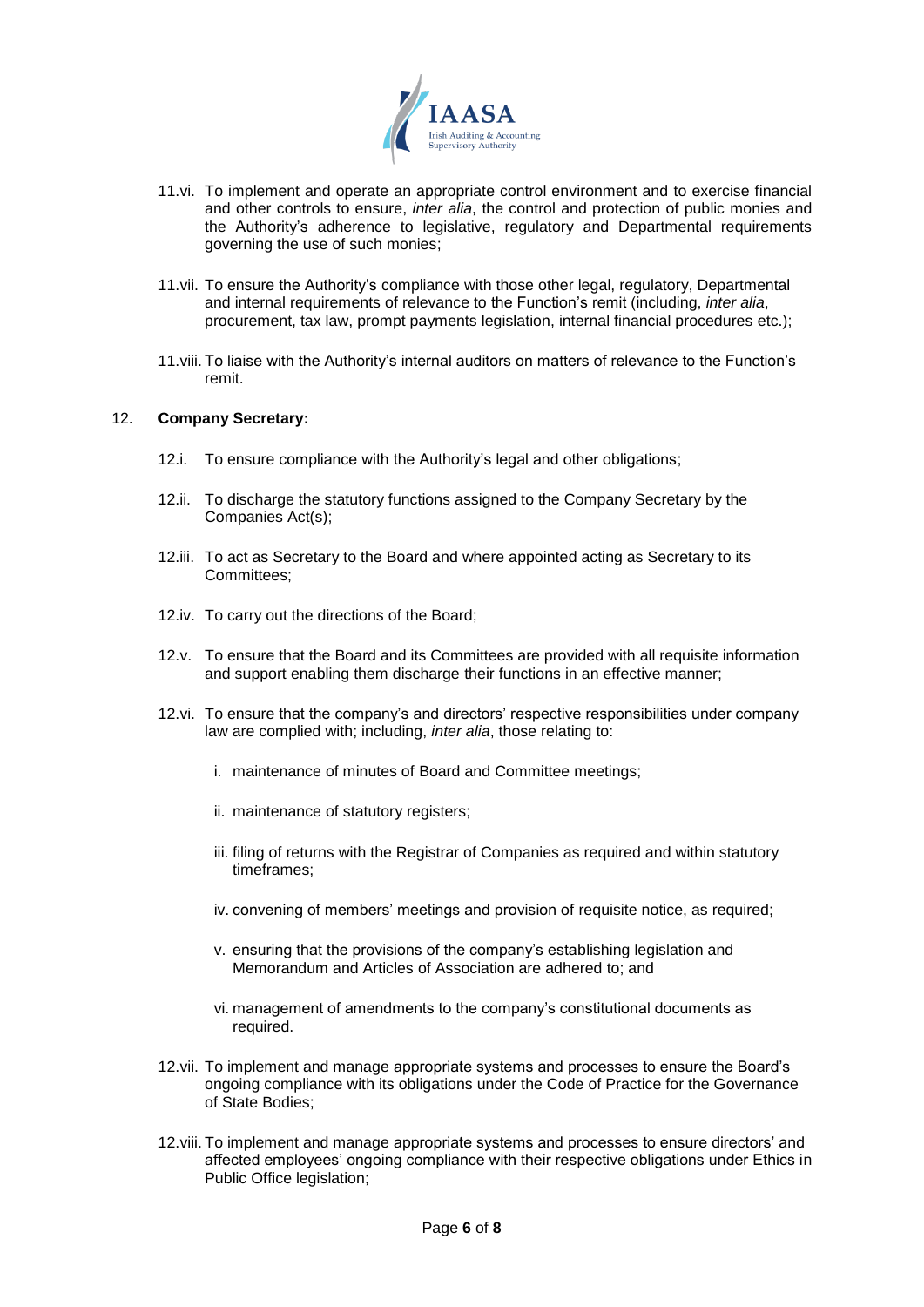11.vi. To implement and operate an appropriate control environment and to exercise financial and other controls to ensure, *inter alia*, the control and protection of public monies and the Authority's adherence to legislative, regulatory and Departmental requirements governing the use of such monies;

11.vii. To ensure the Authority's compliance with those other legal, regulatory, Departmental and internal requirements of relevance to the Function's remit (including, *inter alia*, procurement, tax law, prompt payments legislation, internal financial procedures etc.);

11.viii. To liaise with the Authority's internal auditors on matters of relevance to the Function's remit.

12. **Company Secretary:**

12.i. To ensure compliance with the Authority's legal and other obligations;

12.ii. To discharge the statutory functions assigned to the Company Secretary by the Companies Act(s);

12.iii. To act as Secretary to the Board and where appointed acting as Secretary to its Committees;

12.iv. To carry out the directions of the Board;

12.v. To ensure that the Board and its Committees are provided with all requisite information and support enabling them discharge their functions in an effective manner;

12.vi. To ensure that the company's and directors' respective responsibilities under company law are complied with; including, *inter alia*, those relating to:

- i. maintenance of minutes of Board and Committee meetings;
- ii. maintenance of statutory registers;
- iii. filing of returns with the Registrar of Companies as required and within statutory timeframes;
- iv. convening of members' meetings and provision of requisite notice, as required;
- v. ensuring that the provisions of the company's establishing legislation and Memorandum and Articles of Association are adhered to; and
- vi. management of amendments to the company's constitutional documents as required.

12.vii. To implement and manage appropriate systems and processes to ensure the Board's ongoing compliance with its obligations under the Code of Practice for the Governance of State Bodies;

12.viii. To implement and manage appropriate systems and processes to ensure directors' and affected employees' ongoing compliance with their respective obligations under Ethics in Public Office legislation;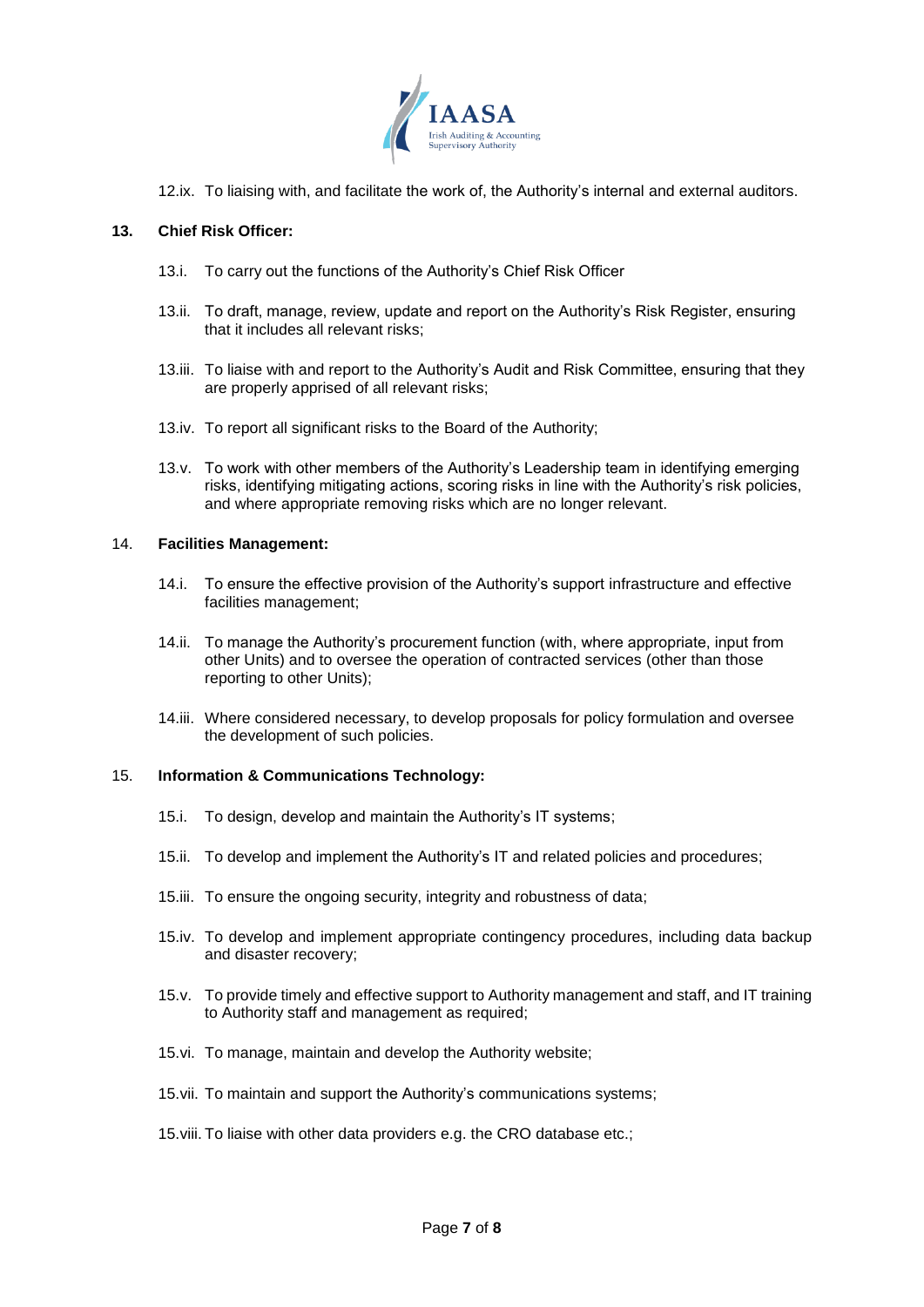12.ix. To liaising with, and facilitate the work of, the Authority's internal and external auditors.

**13. Chief Risk Officer:**

13.i. To carry out the functions of the Authority's Chief Risk Officer

13.ii. To draft, manage, review, update and report on the Authority's Risk Register, ensuring that it includes all relevant risks;

13.iii. To liaise with and report to the Authority's Audit and Risk Committee, ensuring that they are properly apprised of all relevant risks;

13.iv. To report all significant risks to the Board of the Authority;

13.v. To work with other members of the Authority's Leadership team in identifying emerging risks, identifying mitigating actions, scoring risks in line with the Authority's risk policies, and where appropriate removing risks which are no longer relevant.

14. **Facilities Management:**

14.i. To ensure the effective provision of the Authority's support infrastructure and effective facilities management;

14.ii. To manage the Authority's procurement function (with, where appropriate, input from other Units) and to oversee the operation of contracted services (other than those reporting to other Units);

14.iii. Where considered necessary, to develop proposals for policy formulation and oversee the development of such policies.

15. **Information & Communications Technology:**

15.i. To design, develop and maintain the Authority's IT systems;

15.ii. To develop and implement the Authority's IT and related policies and procedures;

15.iii. To ensure the ongoing security, integrity and robustness of data;

15.iv. To develop and implement appropriate contingency procedures, including data backup and disaster recovery;

15.v. To provide timely and effective support to Authority management and staff, and IT training to Authority staff and management as required;

15.vi. To manage, maintain and develop the Authority website;

15.vii. To maintain and support the Authority's communications systems;

15.viii. To liaise with other data providers e.g. the CRO database etc.;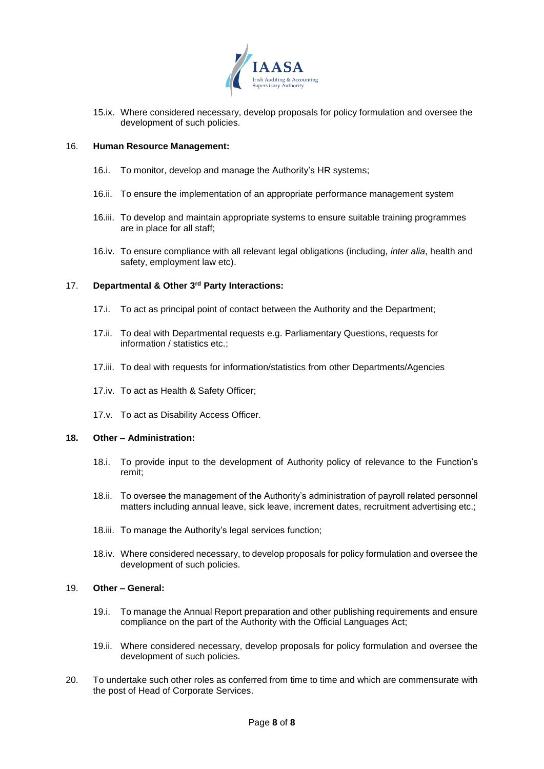15.ix. Where considered necessary, develop proposals for policy formulation and oversee the development of such policies.

16. **Human Resource Management:**

16.i. To monitor, develop and manage the Authority's HR systems;

16.ii. To ensure the implementation of an appropriate performance management system

16.iii. To develop and maintain appropriate systems to ensure suitable training programmes are in place for all staff;

16.iv. To ensure compliance with all relevant legal obligations (including, *inter alia*, health and safety, employment law etc).

17. **Departmental & Other 3rd Party Interactions:**

17.i. To act as principal point of contact between the Authority and the Department;

17.ii. To deal with Departmental requests e.g. Parliamentary Questions, requests for information / statistics etc.;

17.iii. To deal with requests for information/statistics from other Departments/Agencies

17.iv. To act as Health & Safety Officer;

17.v. To act as Disability Access Officer.

**18. Other – Administration:**

18.i. To provide input to the development of Authority policy of relevance to the Function's remit;

18.ii. To oversee the management of the Authority's administration of payroll related personnel matters including annual leave, sick leave, increment dates, recruitment advertising etc.;

18.iii. To manage the Authority's legal services function;

18.iv. Where considered necessary, to develop proposals for policy formulation and oversee the development of such policies.

19. **Other – General:**

19.i. To manage the Annual Report preparation and other publishing requirements and ensure compliance on the part of the Authority with the Official Languages Act;

19.ii. Where considered necessary, develop proposals for policy formulation and oversee the development of such policies.

20. To undertake such other roles as conferred from time to time and which are commensurate with the post of Head of Corporate Services.